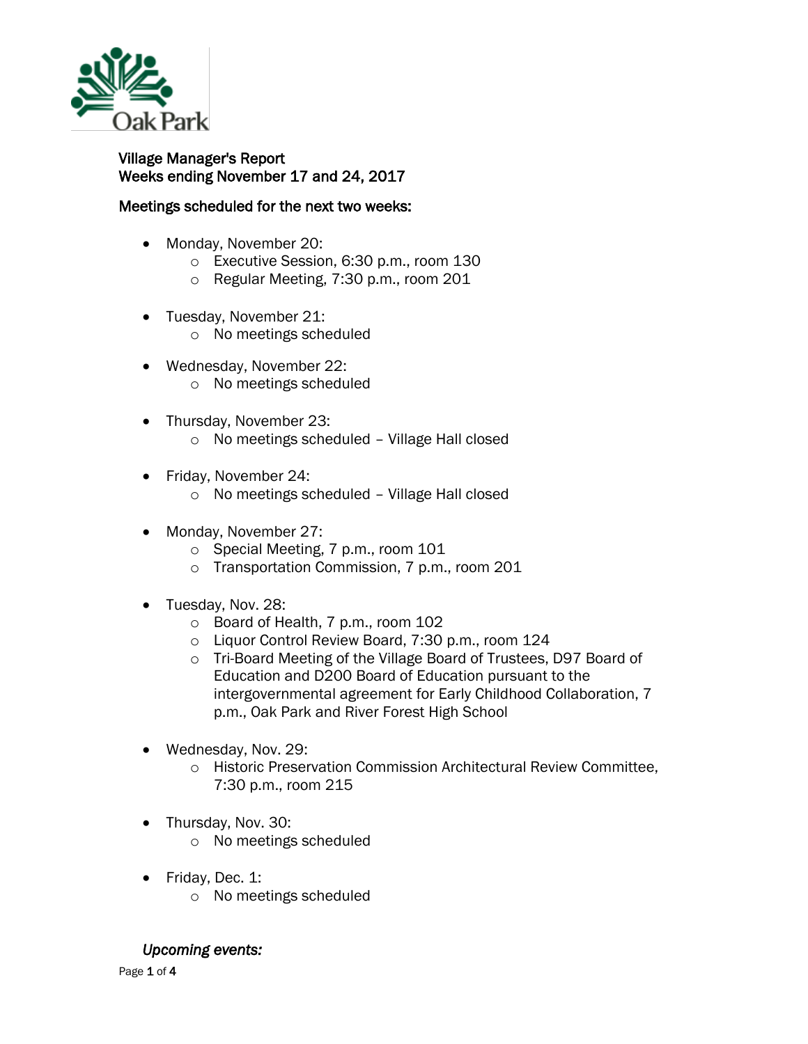# Village Manager's Report
## Weeks ending November 17 and 24, 2017

### Meetings scheduled for the next two weeks:

- Monday, November 20:
  - Executive Session, 6:30 p.m., room 130
  - Regular Meeting, 7:30 p.m., room 201
- Tuesday, November 21:
  - No meetings scheduled
- Wednesday, November 22:
  - No meetings scheduled
- Thursday, November 23:
  - No meetings scheduled – Village Hall closed
- Friday, November 24:
  - No meetings scheduled – Village Hall closed
- Monday, November 27:
  - Special Meeting, 7 p.m., room 101
  - Transportation Commission, 7 p.m., room 201
- Tuesday, Nov. 28:
  - Board of Health, 7 p.m., room 102
  - Liquor Control Review Board, 7:30 p.m., room 124
  - Tri-Board Meeting of the Village Board of Trustees, D97 Board of Education and D200 Board of Education pursuant to the intergovernmental agreement for Early Childhood Collaboration, 7 p.m., Oak Park and River Forest High School
- Wednesday, Nov. 29:
  - Historic Preservation Commission Architectural Review Committee, 7:30 p.m., room 215
- Thursday, Nov. 30:
  - No meetings scheduled
- Friday, Dec. 1:
  - No meetings scheduled

### *Upcoming events:*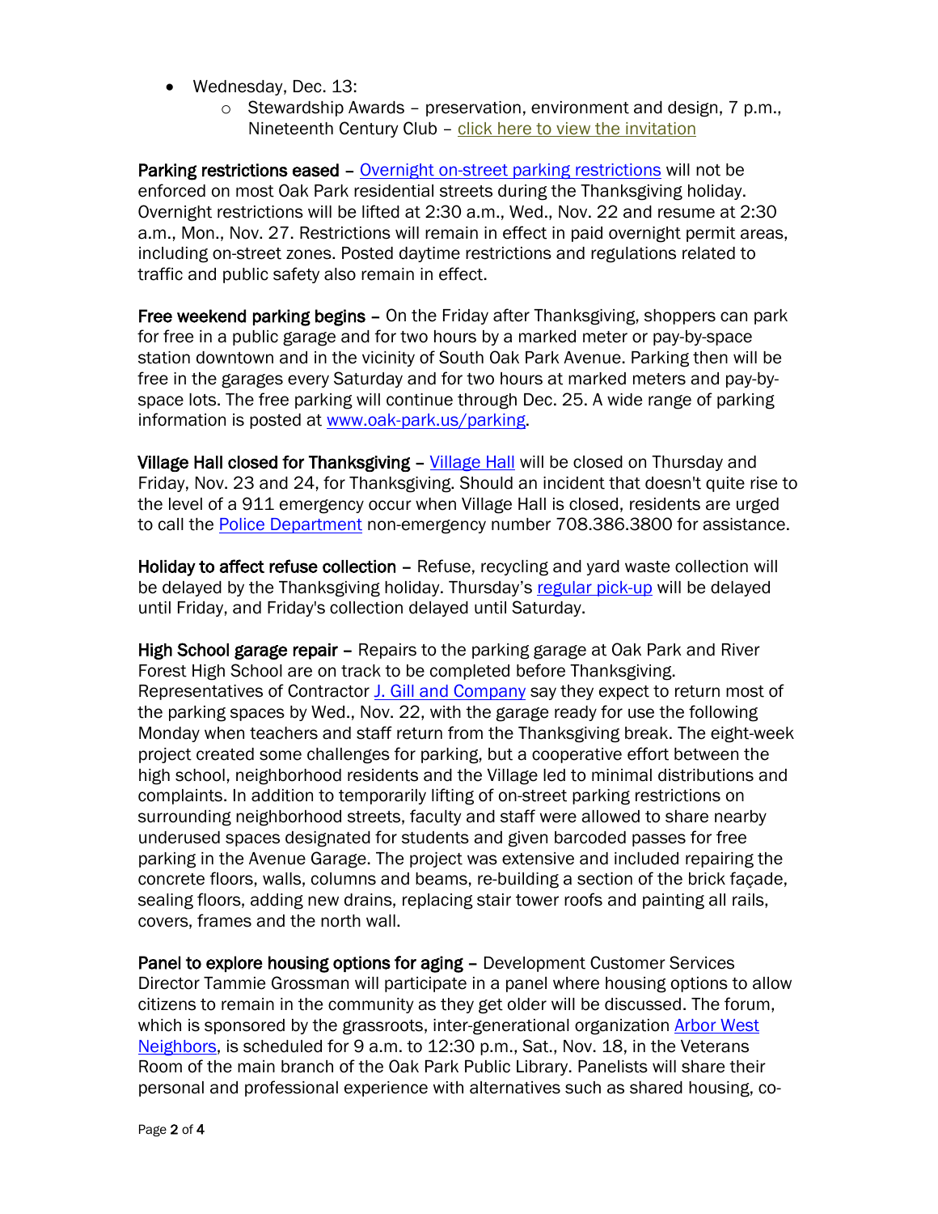- Wednesday, Dec. 13:
  - Stewardship Awards – preservation, environment and design, 7 p.m., Nineteenth Century Club – click here to view the invitation

**Parking restrictions eased** – Overnight on-street parking restrictions will not be enforced on most Oak Park residential streets during the Thanksgiving holiday. Overnight restrictions will be lifted at 2:30 a.m., Wed., Nov. 22 and resume at 2:30 a.m., Mon., Nov. 27. Restrictions will remain in effect in paid overnight permit areas, including on-street zones. Posted daytime restrictions and regulations related to traffic and public safety also remain in effect.

**Free weekend parking begins** – On the Friday after Thanksgiving, shoppers can park for free in a public garage and for two hours by a marked meter or pay-by-space station downtown and in the vicinity of South Oak Park Avenue. Parking then will be free in the garages every Saturday and for two hours at marked meters and pay-by-space lots. The free parking will continue through Dec. 25. A wide range of parking information is posted at www.oak-park.us/parking.

**Village Hall closed for Thanksgiving** – Village Hall will be closed on Thursday and Friday, Nov. 23 and 24, for Thanksgiving. Should an incident that doesn't quite rise to the level of a 911 emergency occur when Village Hall is closed, residents are urged to call the Police Department non-emergency number 708.386.3800 for assistance.

**Holiday to affect refuse collection** – Refuse, recycling and yard waste collection will be delayed by the Thanksgiving holiday. Thursday's regular pick-up will be delayed until Friday, and Friday's collection delayed until Saturday.

**High School garage repair** – Repairs to the parking garage at Oak Park and River Forest High School are on track to be completed before Thanksgiving. Representatives of Contractor J. Gill and Company say they expect to return most of the parking spaces by Wed., Nov. 22, with the garage ready for use the following Monday when teachers and staff return from the Thanksgiving break. The eight-week project created some challenges for parking, but a cooperative effort between the high school, neighborhood residents and the Village led to minimal distributions and complaints. In addition to temporarily lifting of on-street parking restrictions on surrounding neighborhood streets, faculty and staff were allowed to share nearby underused spaces designated for students and given barcoded passes for free parking in the Avenue Garage. The project was extensive and included repairing the concrete floors, walls, columns and beams, re-building a section of the brick façade, sealing floors, adding new drains, replacing stair tower roofs and painting all rails, covers, frames and the north wall.

**Panel to explore housing options for aging** – Development Customer Services Director Tammie Grossman will participate in a panel where housing options to allow citizens to remain in the community as they get older will be discussed. The forum, which is sponsored by the grassroots, inter-generational organization Arbor West Neighbors, is scheduled for 9 a.m. to 12:30 p.m., Sat., Nov. 18, in the Veterans Room of the main branch of the Oak Park Public Library. Panelists will share their personal and professional experience with alternatives such as shared housing, co-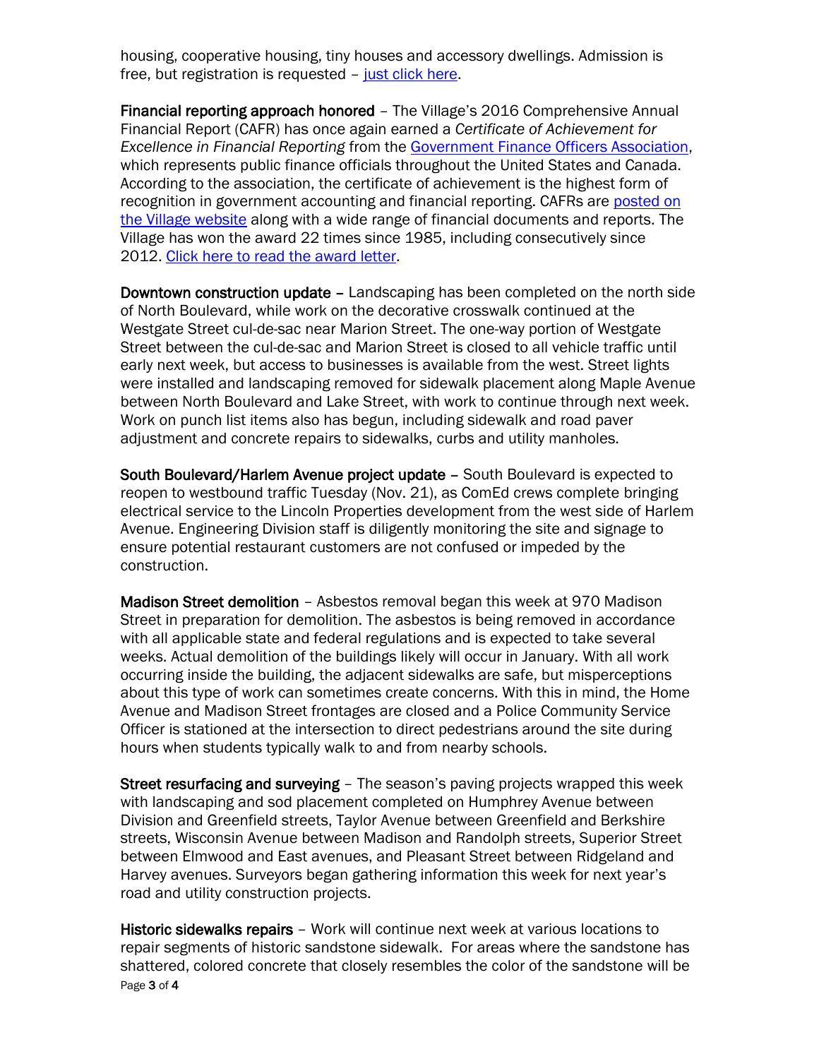housing, cooperative housing, tiny houses and accessory dwellings. Admission is free, but registration is requested – just click here.

**Financial reporting approach honored** – The Village's 2016 Comprehensive Annual Financial Report (CAFR) has once again earned a *Certificate of Achievement for Excellence in Financial Reporting* from the Government Finance Officers Association, which represents public finance officials throughout the United States and Canada. According to the association, the certificate of achievement is the highest form of recognition in government accounting and financial reporting. CAFRs are posted on the Village website along with a wide range of financial documents and reports. The Village has won the award 22 times since 1985, including consecutively since 2012. Click here to read the award letter.

**Downtown construction update** – Landscaping has been completed on the north side of North Boulevard, while work on the decorative crosswalk continued at the Westgate Street cul-de-sac near Marion Street. The one-way portion of Westgate Street between the cul-de-sac and Marion Street is closed to all vehicle traffic until early next week, but access to businesses is available from the west. Street lights were installed and landscaping removed for sidewalk placement along Maple Avenue between North Boulevard and Lake Street, with work to continue through next week. Work on punch list items also has begun, including sidewalk and road paver adjustment and concrete repairs to sidewalks, curbs and utility manholes.

**South Boulevard/Harlem Avenue project update** – South Boulevard is expected to reopen to westbound traffic Tuesday (Nov. 21), as ComEd crews complete bringing electrical service to the Lincoln Properties development from the west side of Harlem Avenue. Engineering Division staff is diligently monitoring the site and signage to ensure potential restaurant customers are not confused or impeded by the construction.

**Madison Street demolition** – Asbestos removal began this week at 970 Madison Street in preparation for demolition. The asbestos is being removed in accordance with all applicable state and federal regulations and is expected to take several weeks. Actual demolition of the buildings likely will occur in January. With all work occurring inside the building, the adjacent sidewalks are safe, but misperceptions about this type of work can sometimes create concerns. With this in mind, the Home Avenue and Madison Street frontages are closed and a Police Community Service Officer is stationed at the intersection to direct pedestrians around the site during hours when students typically walk to and from nearby schools.

**Street resurfacing and surveying** – The season's paving projects wrapped this week with landscaping and sod placement completed on Humphrey Avenue between Division and Greenfield streets, Taylor Avenue between Greenfield and Berkshire streets, Wisconsin Avenue between Madison and Randolph streets, Superior Street between Elmwood and East avenues, and Pleasant Street between Ridgeland and Harvey avenues. Surveyors began gathering information this week for next year's road and utility construction projects.

**Historic sidewalks repairs** – Work will continue next week at various locations to repair segments of historic sandstone sidewalk. For areas where the sandstone has shattered, colored concrete that closely resembles the color of the sandstone will be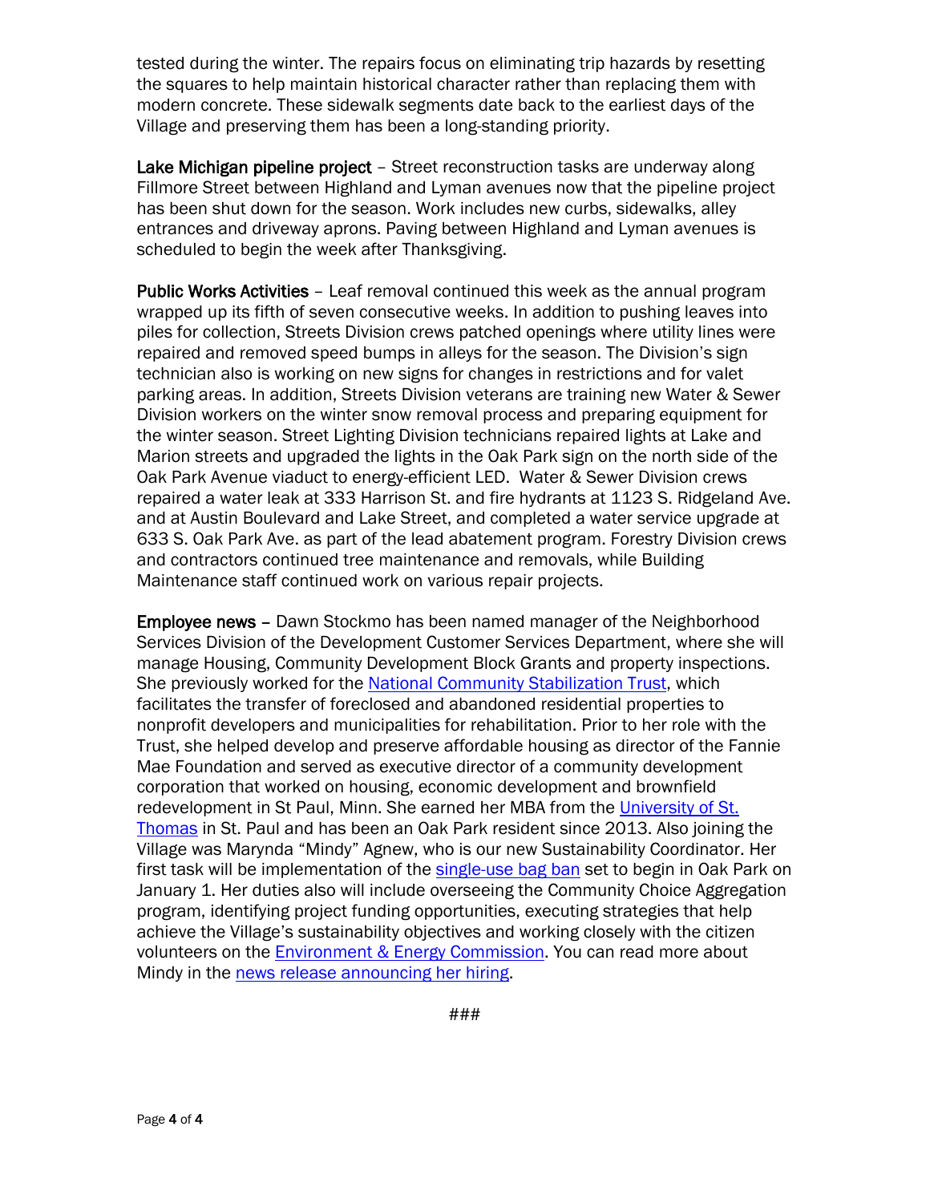tested during the winter. The repairs focus on eliminating trip hazards by resetting the squares to help maintain historical character rather than replacing them with modern concrete. These sidewalk segments date back to the earliest days of the Village and preserving them has been a long-standing priority.

**Lake Michigan pipeline project** – Street reconstruction tasks are underway along Fillmore Street between Highland and Lyman avenues now that the pipeline project has been shut down for the season. Work includes new curbs, sidewalks, alley entrances and driveway aprons. Paving between Highland and Lyman avenues is scheduled to begin the week after Thanksgiving.

**Public Works Activities** – Leaf removal continued this week as the annual program wrapped up its fifth of seven consecutive weeks. In addition to pushing leaves into piles for collection, Streets Division crews patched openings where utility lines were repaired and removed speed bumps in alleys for the season. The Division's sign technician also is working on new signs for changes in restrictions and for valet parking areas. In addition, Streets Division veterans are training new Water & Sewer Division workers on the winter snow removal process and preparing equipment for the winter season. Street Lighting Division technicians repaired lights at Lake and Marion streets and upgraded the lights in the Oak Park sign on the north side of the Oak Park Avenue viaduct to energy-efficient LED. Water & Sewer Division crews repaired a water leak at 333 Harrison St. and fire hydrants at 1123 S. Ridgeland Ave. and at Austin Boulevard and Lake Street, and completed a water service upgrade at 633 S. Oak Park Ave. as part of the lead abatement program. Forestry Division crews and contractors continued tree maintenance and removals, while Building Maintenance staff continued work on various repair projects.

**Employee news** – Dawn Stockmo has been named manager of the Neighborhood Services Division of the Development Customer Services Department, where she will manage Housing, Community Development Block Grants and property inspections. She previously worked for the National Community Stabilization Trust, which facilitates the transfer of foreclosed and abandoned residential properties to nonprofit developers and municipalities for rehabilitation. Prior to her role with the Trust, she helped develop and preserve affordable housing as director of the Fannie Mae Foundation and served as executive director of a community development corporation that worked on housing, economic development and brownfield redevelopment in St Paul, Minn. She earned her MBA from the University of St. Thomas in St. Paul and has been an Oak Park resident since 2013. Also joining the Village was Marynda "Mindy" Agnew, who is our new Sustainability Coordinator. Her first task will be implementation of the single-use bag ban set to begin in Oak Park on January 1. Her duties also will include overseeing the Community Choice Aggregation program, identifying project funding opportunities, executing strategies that help achieve the Village's sustainability objectives and working closely with the citizen volunteers on the Environment & Energy Commission. You can read more about Mindy in the news release announcing her hiring.

###